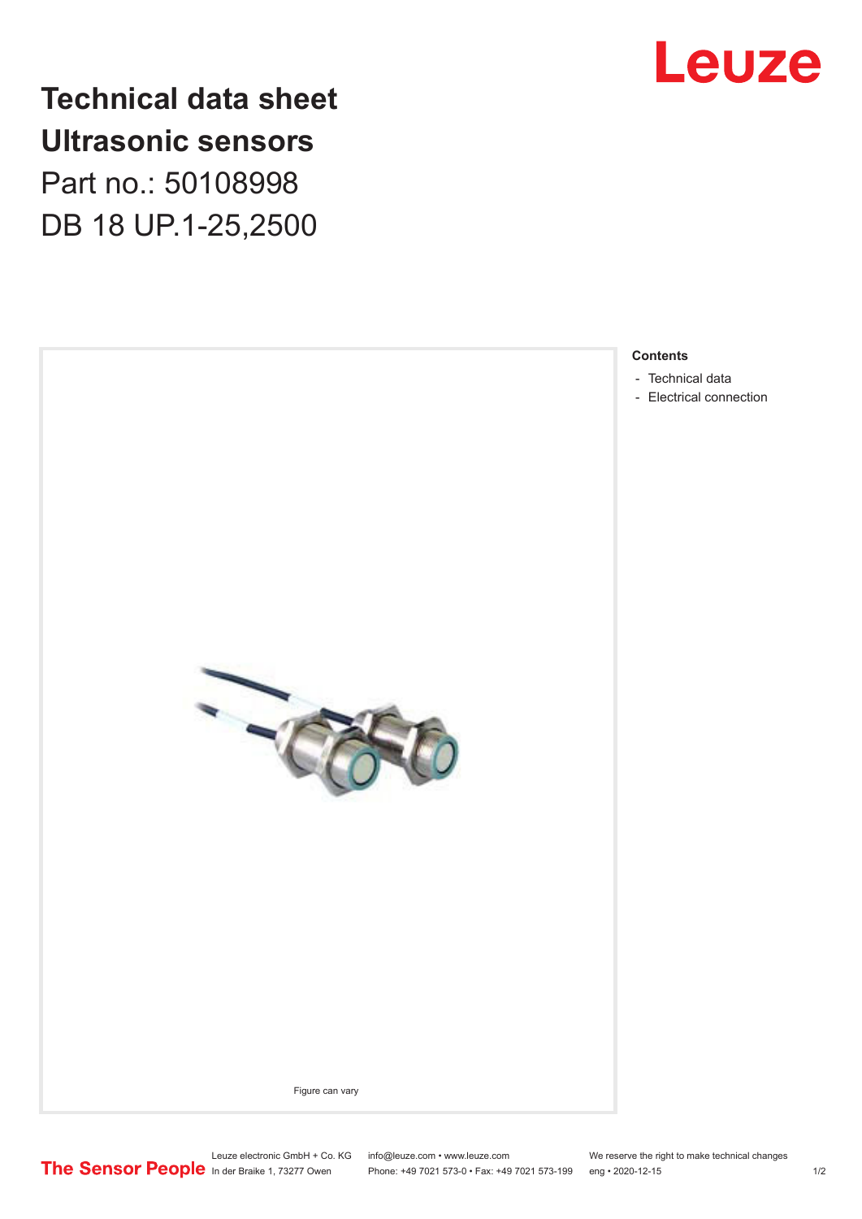# Technical data sheet
# Ultrasonic sensors

Part no.: 50108998

DB 18 UP.1-25,2500

Figure can vary

**Contents**

- Technical data
- Electrical connection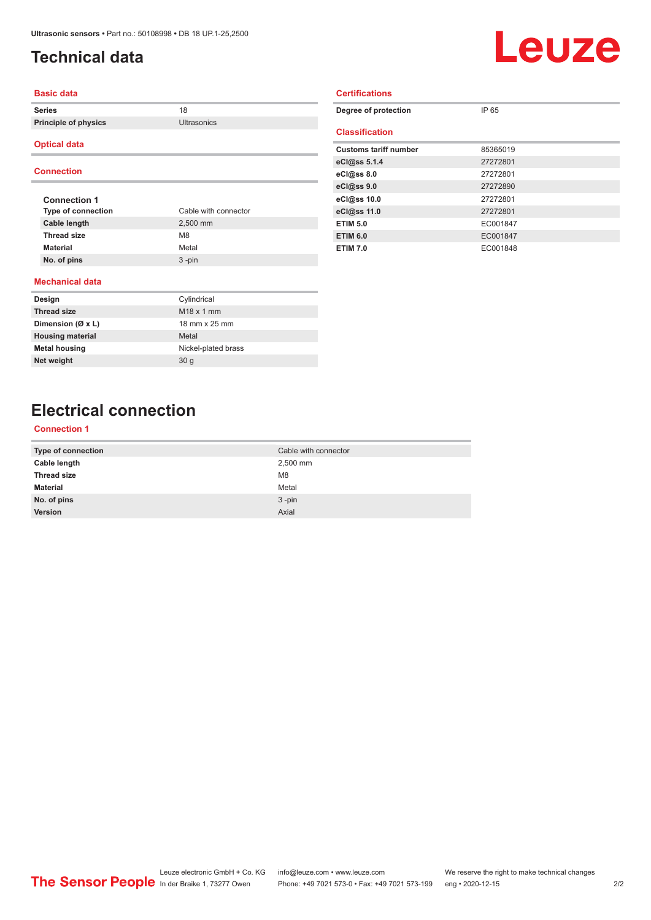# Technical data

## Basic data

| | |
|---|---|
| Series | 18 |
| Principle of physics | Ultrasonics |

## Optical data

## Connection

**Connection 1**

| | |
|---|---|
| Type of connection | Cable with connector |
| Cable length | 2,500 mm |
| Thread size | M8 |
| Material | Metal |
| No. of pins | 3 -pin |

## Mechanical data

| | |
|---|---|
| Design | Cylindrical |
| Thread size | M18 x 1 mm |
| Dimension (Ø x L) | 18 mm x 25 mm |
| Housing material | Metal |
| Metal housing | Nickel-plated brass |
| Net weight | 30 g |

## Certifications

| | |
|---|---|
| Degree of protection | IP 65 |

## Classification

| | |
|---|---|
| Customs tariff number | 85365019 |
| eCl@ss 5.1.4 | 27272801 |
| eCl@ss 8.0 | 27272801 |
| eCl@ss 9.0 | 27272890 |
| eCl@ss 10.0 | 27272801 |
| eCl@ss 11.0 | 27272801 |
| ETIM 5.0 | EC001847 |
| ETIM 6.0 | EC001847 |
| ETIM 7.0 | EC001848 |

# Electrical connection

## Connection 1

| | |
|---|---|
| Type of connection | Cable with connector |
| Cable length | 2,500 mm |
| Thread size | M8 |
| Material | Metal |
| No. of pins | 3 -pin |
| Version | Axial |

The Sensor People

Leuze electronic GmbH + Co. KG
In der Braike 1, 73277 Owen

info@leuze.com • www.leuze.com
Phone: +49 7021 573-0 • Fax: +49 7021 573-199

We reserve the right to make technical changes
eng • 2020-12-15